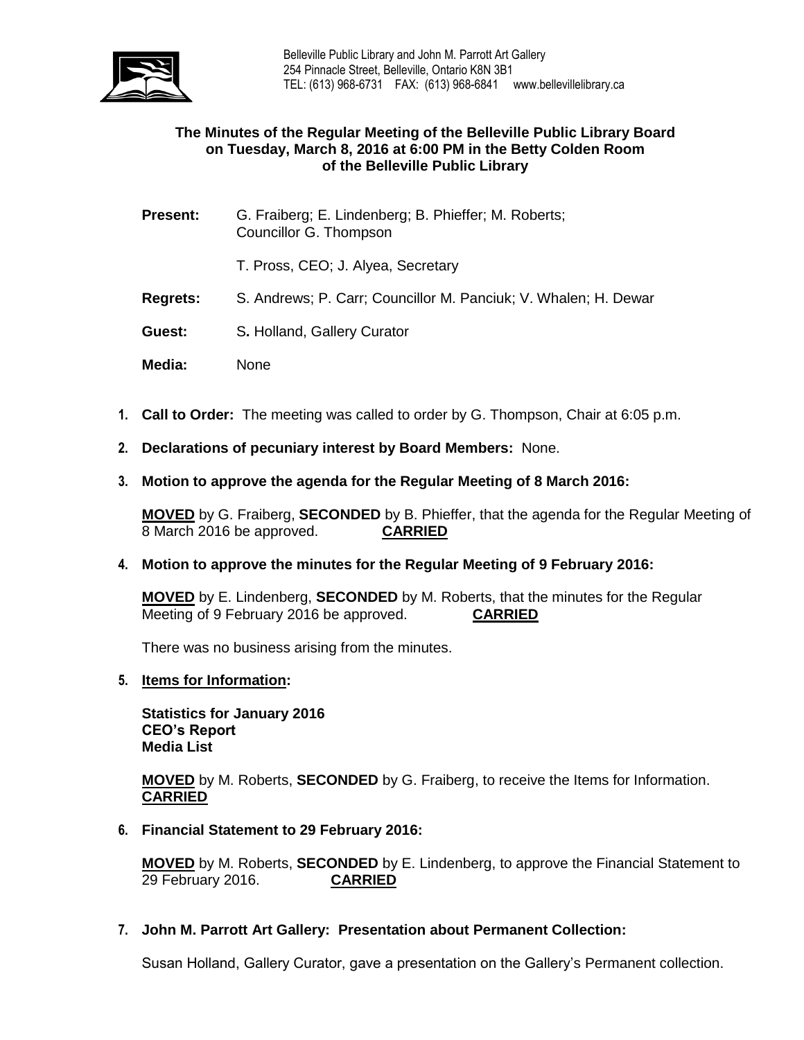Belleville Public Library and John M. Parrott Art Gallery
254 Pinnacle Street, Belleville, Ontario K8N 3B1
TEL: (613) 968-6731 FAX: (613) 968-6841 www.bellevillelibrary.ca

**The Minutes of the Regular Meeting of the Belleville Public Library Board on Tuesday, March 8, 2016 at 6:00 PM in the Betty Colden Room of the Belleville Public Library**

**Present:** G. Fraiberg; E. Lindenberg; B. Phieffer; M. Roberts; Councillor G. Thompson

T. Pross, CEO; J. Alyea, Secretary

**Regrets:** S. Andrews; P. Carr; Councillor M. Panciuk; V. Whalen; H. Dewar

**Guest:** S. Holland, Gallery Curator

**Media:** None

1. **Call to Order:** The meeting was called to order by G. Thompson, Chair at 6:05 p.m.

2. **Declarations of pecuniary interest by Board Members:** None.

3. **Motion to approve the agenda for the Regular Meeting of 8 March 2016:**

   **MOVED** by G. Fraiberg, **SECONDED** by B. Phieffer, that the agenda for the Regular Meeting of 8 March 2016 be approved. **CARRIED**

4. **Motion to approve the minutes for the Regular Meeting of 9 February 2016:**

   **MOVED** by E. Lindenberg, **SECONDED** by M. Roberts, that the minutes for the Regular Meeting of 9 February 2016 be approved. **CARRIED**

   There was no business arising from the minutes.

5. **Items for Information:**

   **Statistics for January 2016**
   **CEO's Report**
   **Media List**

   **MOVED** by M. Roberts, **SECONDED** by G. Fraiberg, to receive the Items for Information. **CARRIED**

6. **Financial Statement to 29 February 2016:**

   **MOVED** by M. Roberts, **SECONDED** by E. Lindenberg, to approve the Financial Statement to 29 February 2016. **CARRIED**

7. **John M. Parrott Art Gallery: Presentation about Permanent Collection:**

   Susan Holland, Gallery Curator, gave a presentation on the Gallery's Permanent collection.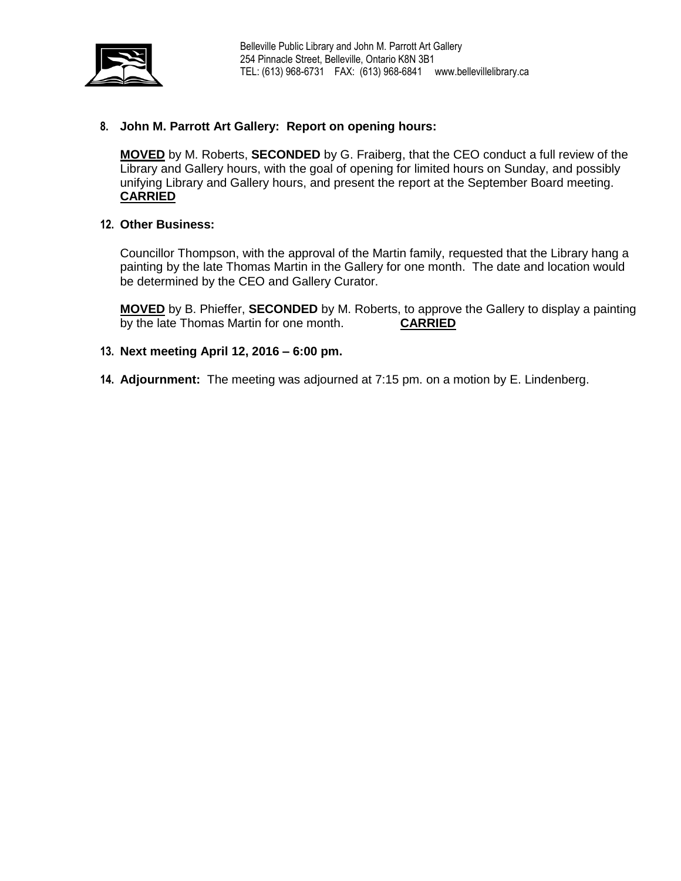Belleville Public Library and John M. Parrott Art Gallery
254 Pinnacle Street, Belleville, Ontario K8N 3B1
TEL: (613) 968-6731 FAX: (613) 968-6841 www.bellevillelibrary.ca

**8. John M. Parrott Art Gallery: Report on opening hours:**

**MOVED** by M. Roberts, **SECONDED** by G. Fraiberg, that the CEO conduct a full review of the Library and Gallery hours, with the goal of opening for limited hours on Sunday, and possibly unifying Library and Gallery hours, and present the report at the September Board meeting. **CARRIED**

**12. Other Business:**

Councillor Thompson, with the approval of the Martin family, requested that the Library hang a painting by the late Thomas Martin in the Gallery for one month. The date and location would be determined by the CEO and Gallery Curator.

**MOVED** by B. Phieffer, **SECONDED** by M. Roberts, to approve the Gallery to display a painting by the late Thomas Martin for one month. **CARRIED**

**13. Next meeting April 12, 2016 – 6:00 pm.**

**14. Adjournment:** The meeting was adjourned at 7:15 pm. on a motion by E. Lindenberg.